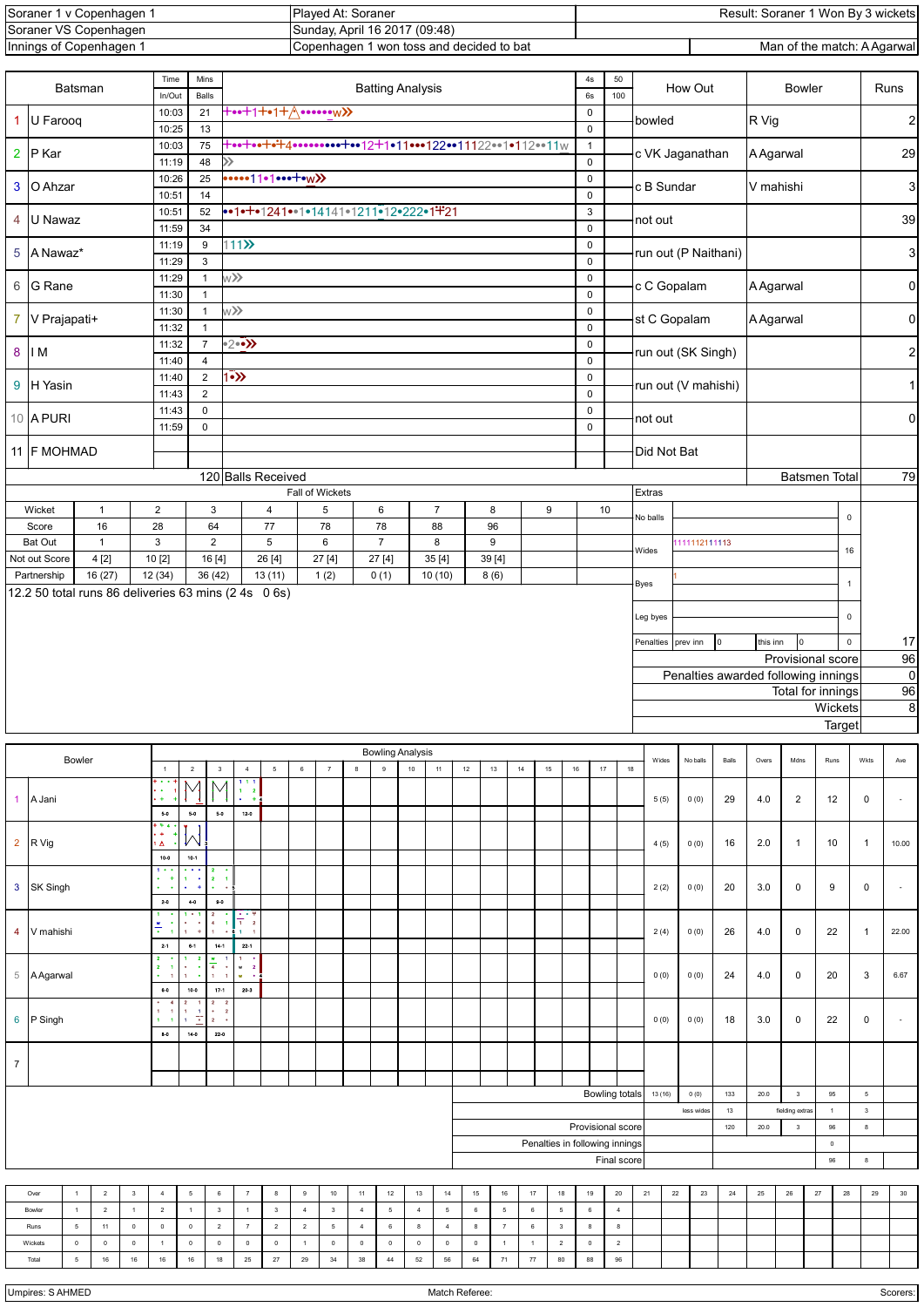| Soraner 1 v Copenhagen 1 | Played At: Soraner | Result: Soraner 1 Won By 3 wickets |
|---|---|---|
| Soraner VS Copenhagen | Sunday, April 16 2017 (09:48) | |
| Innings of Copenhagen 1 | Copenhagen 1 won toss and decided to bat | Man of the match: A Agarwal |

| | Batsman | Time In/Out | Mins Balls | 4s 6s | 50 100 | How Out | Bowler | Runs |
|---|---|---|---|---|---|---|---|---|
| 1 | U Farooq | 10:03 / 10:25 | 21 / 13 | 0 / 0 | | bowled | R Vig | 2 |
| 2 | P Kar | 10:03 / 11:19 | 75 / 48 | 1 / 0 | | c VK Jaganathan | A Agarwal | 29 |
| 3 | O Ahzar | 10:26 / 10:51 | 25 / 14 | 0 / 0 | | c B Sundar | V mahishi | 3 |
| 4 | U Nawaz | 10:51 / 11:59 | 52 / 34 | 3 / 0 | | not out | | 39 |
| 5 | A Nawaz* | 11:19 / 11:29 | 9 / 3 | 0 / 0 | | run out (P Naithani) | | 3 |
| 6 | G Rane | 11:29 / 11:30 | 1 / 1 | 0 / 0 | | c C Gopalam | A Agarwal | 0 |
| 7 | V Prajapati+ | 11:30 / 11:32 | 1 / 1 | 0 / 0 | | st C Gopalam | A Agarwal | 0 |
| 8 | I M | 11:32 / 11:40 | 7 / 4 | 0 / 0 | | run out (SK Singh) | | 2 |
| 9 | H Yasin | 11:40 / 11:43 | 2 / 2 | 0 / 0 | | run out (V mahishi) | | 1 |
| 10 | A PURI | 11:43 / 11:59 | 0 / 0 | 0 / 0 | | not out | | 0 |
| 11 | F MOHMAD | | | | | Did Not Bat | | |
| | | | 120 Balls Received | | | | Batsmen Total | 79 |

**Fall of Wickets**

| Wicket | 1 | 2 | 3 | 4 | 5 | 6 | 7 | 8 | 9 | 10 |
|---|---|---|---|---|---|---|---|---|---|---|
| Score | 16 | 28 | 64 | 77 | 78 | 78 | 88 | 96 | | |
| Bat Out | 1 | 3 | 2 | 5 | 6 | 7 | 8 | 9 | | |
| Not out Score | 4 [2] | 10 [2] | 16 [4] | 26 [4] | 27 [4] | 27 [4] | 35 [4] | 39 [4] | | |
| Partnership | 16 (27) | 12 (34) | 36 (42) | 13 (11) | 1 (2) | 0 (1) | 10 (10) | 8 (6) | | |

12.2 50 total runs 86 deliveries 63 mins (2 4s 0 6s)

**Extras**

| | | |
|---|---|---|
| No balls | | 0 |
| Wides | 1111112111113 | 16 |
| Byes | 1 | 1 |
| Leg byes | | 0 |
| Penalties | prev inn 0, this inn 0 | 0 |
| | | 17 |
| Provisional score | | 96 |
| Penalties awarded following innings | | 0 |
| Total for innings | | 96 |
| Wickets | | 8 |
| Target | | |

**Bowling Analysis**

| | Bowler | Wides | No balls | Balls | Overs | Mdns | Runs | Wkts | Ave |
|---|---|---|---|---|---|---|---|---|---|
| 1 | A Jani | 5 (5) | 0 (0) | 29 | 4.0 | 2 | 12 | 0 | - |
| 2 | R Vig | 4 (5) | 0 (0) | 16 | 2.0 | 1 | 10 | 1 | 10.00 |
| 3 | SK Singh | 2 (2) | 0 (0) | 20 | 3.0 | 0 | 9 | 0 | - |
| 4 | V mahishi | 2 (4) | 0 (0) | 26 | 4.0 | 0 | 22 | 1 | 22.00 |
| 5 | A Agarwal | 0 (0) | 0 (0) | 24 | 4.0 | 0 | 20 | 3 | 6.67 |
| 6 | P Singh | 0 (0) | 0 (0) | 18 | 3.0 | 0 | 22 | 0 | - |
| 7 | | | | | | | | | |

| | Wides | No balls | Balls | Overs | Mdns | Runs | Wkts |
|---|---|---|---|---|---|---|---|
| Bowling totals | 13 (16) | 0 (0) | 133 | 20.0 | 3 | 95 | 5 |
| | | less wides | 13 | | fielding extras | 1 | 3 |
| | | | 120 | 20.0 | 3 | 96 | 8 |
| Provisional score | | | | | | | |
| Penalties in following innings | | | | | | 0 | |
| Final score | | | | | | 96 | 8 |

| Over | 1 | 2 | 3 | 4 | 5 | 6 | 7 | 8 | 9 | 10 | 11 | 12 | 13 | 14 | 15 | 16 | 17 | 18 | 19 | 20 |
|---|---|---|---|---|---|---|---|---|---|---|---|---|---|---|---|---|---|---|---|---|
| Bowler | 1 | 2 | 1 | 2 | 1 | 3 | 1 | 3 | 4 | 3 | 4 | 5 | 4 | 5 | 6 | 5 | 6 | 5 | 6 | 4 |
| Runs | 5 | 11 | 0 | 0 | 0 | 2 | 7 | 2 | 2 | 5 | 4 | 6 | 8 | 4 | 8 | 7 | 6 | 3 | 8 | 8 |
| Wickets | 0 | 0 | 0 | 1 | 0 | 0 | 0 | 0 | 1 | 0 | 0 | 0 | 0 | 0 | 0 | 1 | 1 | 2 | 0 | 2 |
| Total | 5 | 16 | 16 | 16 | 16 | 18 | 25 | 27 | 29 | 34 | 38 | 44 | 52 | 56 | 64 | 71 | 77 | 80 | 88 | 96 |

Umpires: S AHMED | Match Referee: | Scorers: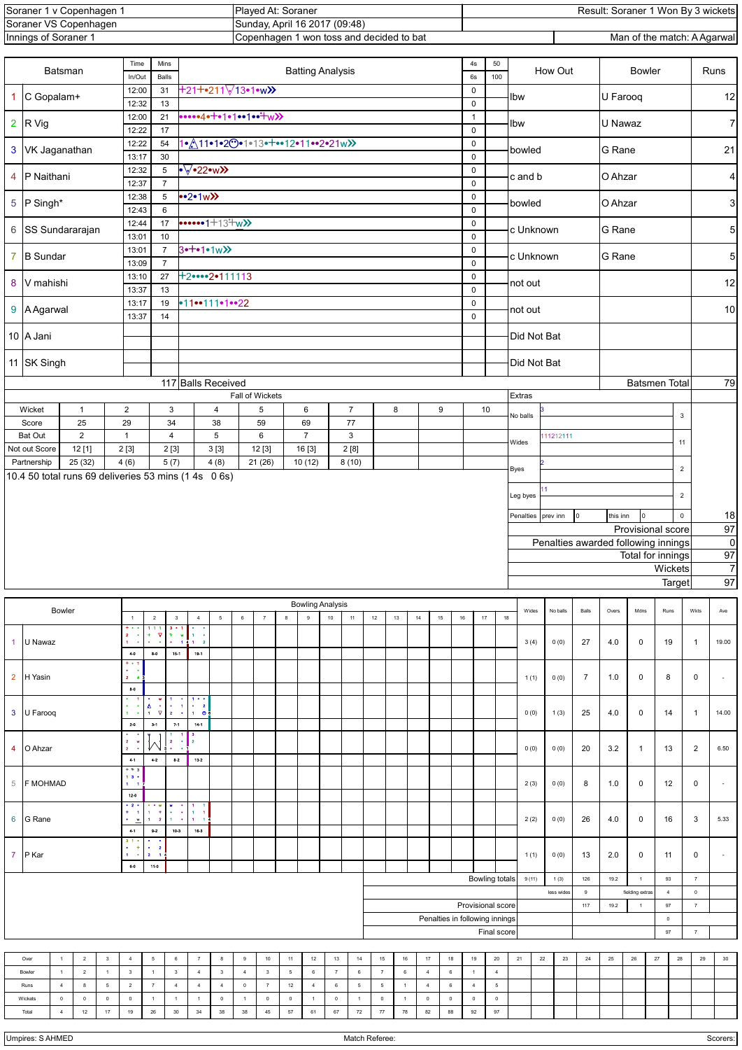| Soraner 1 v Copenhagen 1 | Played At: Soraner | Result: Soraner 1 Won By 3 wickets |
|---|---|---|
| Soraner VS Copenhagen | Sunday, April 16 2017 (09:48) | |
| Innings of Soraner 1 | Copenhagen 1 won toss and decided to bat | Man of the match: A Agarwal |

| | Batsman | Time In/Out | Mins Balls | Batting Analysis | 4s 6s | 50 100 | How Out | Bowler | Runs |
|---|---|---|---|---|---|---|---|---|---|
| 1 | C Gopalam+ | 12:00 / 12:32 | 31 / 13 | +21+•211▽13•1•w | 0 / 0 | | lbw | U Farooq | 12 |
| 2 | R Vig | 12:00 / 12:22 | 21 / 17 | •••••4•+•1•1••1••+w | 1 / 0 | | lbw | U Nawaz | 7 |
| 3 | VK Jaganathan | 12:22 / 13:17 | 54 / 30 | 1•△11•1•2•1•13•+••12•11••2•21w | 0 / 0 | | bowled | G Rane | 21 |
| 4 | P Naithani | 12:32 / 12:37 | 5 / 7 | •▽•22•w | 0 / 0 | | c and b | O Ahzar | 4 |
| 5 | P Singh* | 12:38 / 12:43 | 5 / 6 | ••2•1w | 0 / 0 | | bowled | O Ahzar | 3 |
| 6 | SS Sundararajan | 12:44 / 13:01 | 17 / 10 | ••••••1+13+w | 0 / 0 | | c Unknown | G Rane | 5 |
| 7 | B Sundar | 13:01 / 13:09 | 7 / 7 | 3•+•1•1w | 0 / 0 | | c Unknown | G Rane | 5 |
| 8 | V mahishi | 13:10 / 13:37 | 27 / 13 | +2••••2•111113 | 0 / 0 | | not out | | 12 |
| 9 | A Agarwal | 13:17 / 13:37 | 19 / 14 | •11••111•1••22 | 0 / 0 | | not out | | 10 |
| 10 | A Jani | | | | | | Did Not Bat | | |
| 11 | SK Singh | | | | | | Did Not Bat | | |
| | | | 117 | Balls Received | | | | Batsmen Total | 79 |

**Fall of Wickets**

| Wicket | 1 | 2 | 3 | 4 | 5 | 6 | 7 | 8 | 9 | 10 |
|---|---|---|---|---|---|---|---|---|---|---|
| Score | 25 | 29 | 34 | 38 | 59 | 69 | 77 | | | |
| Bat Out | 2 | 1 | 4 | 5 | 6 | 7 | 3 | | | |
| Not out Score | 12 [1] | 2 [3] | 2 [3] | 3 [3] | 12 [3] | 16 [3] | 2 [8] | | | |
| Partnership | 25 (32) | 4 (6) | 5 (7) | 4 (8) | 21 (26) | 10 (12) | 8 (10) | | | |

10.4 50 total runs 69 deliveries 53 mins (1 4s 0 6s)

**Extras**

| | | |
|---|---|---|
| No balls | 3 | 3 |
| Wides | 111212111 | 11 |
| Byes | 2 | 2 |
| Leg byes | 11 | 2 |
| Penalties | prev inn 0 / this inn 0 | 0 |
| | | 18 |
| Provisional score | | 97 |
| Penalties awarded following innings | | 0 |
| Total for innings | | 97 |
| Wickets | | 7 |
| Target | | 97 |

**Bowling Analysis**

| | Bowler | Over 1 | Over 2 | Over 3 | Over 4 | Wides | No balls | Balls | Overs | Mdns | Runs | Wkts | Ave |
|---|---|---|---|---|---|---|---|---|---|---|---|---|---|
| 1 | U Nawaz | 4-0 | 8-0 | 15-1 | 19-1 | 3 (4) | 0 (0) | 27 | 4.0 | 0 | 19 | 1 | 19.00 |
| 2 | H Yasin | 8-0 | | | | 1 (1) | 0 (0) | 7 | 1.0 | 0 | 8 | 0 | - |
| 3 | U Farooq | 2-0 | 3-1 | 7-1 | 14-1 | 0 (0) | 1 (3) | 25 | 4.0 | 0 | 14 | 1 | 14.00 |
| 4 | O Ahzar | 4-1 | 4-2 | 8-2 | 13-2 | 0 (0) | 0 (0) | 20 | 3.2 | 1 | 13 | 2 | 6.50 |
| 5 | F MOHMAD | 12-0 | | | | 2 (3) | 0 (0) | 8 | 1.0 | 0 | 12 | 0 | - |
| 6 | G Rane | 4-1 | 9-2 | 10-3 | 16-3 | 2 (2) | 0 (0) | 26 | 4.0 | 0 | 16 | 3 | 5.33 |
| 7 | P Kar | 6-0 | 11-0 | | | 1 (1) | 0 (0) | 13 | 2.0 | 0 | 11 | 0 | - |
| | Bowling totals | | | | | 9 (11) | 1 (3) | 126 | 19.2 | 1 | 93 | 7 | |
| | | | | | | less wides | | 9 | fielding extras | | 4 | 0 | |
| | Provisional score | | | | | | | 117 | 19.2 | 1 | 97 | 7 | |
| | Penalties in following innings | | | | | | | | | | 0 | | |
| | Final score | | | | | | | | | | 97 | 7 | |

| Over | 1 | 2 | 3 | 4 | 5 | 6 | 7 | 8 | 9 | 10 | 11 | 12 | 13 | 14 | 15 | 16 | 17 | 18 | 19 | 20 |
|---|---|---|---|---|---|---|---|---|---|---|---|---|---|---|---|---|---|---|---|---|
| Bowler | 1 | 2 | 1 | 3 | 1 | 3 | 4 | 3 | 4 | 3 | 5 | 6 | 7 | 6 | 7 | 6 | 4 | 6 | 1 | 4 |
| Runs | 4 | 8 | 5 | 2 | 7 | 4 | 4 | 4 | 0 | 7 | 12 | 4 | 6 | 5 | 5 | 1 | 4 | 6 | 4 | 5 |
| Wickets | 0 | 0 | 0 | 0 | 1 | 1 | 1 | 0 | 1 | 0 | 0 | 1 | 0 | 1 | 0 | 1 | 0 | 0 | 0 | 0 |
| Total | 4 | 12 | 17 | 19 | 26 | 30 | 34 | 38 | 38 | 45 | 57 | 61 | 67 | 72 | 77 | 78 | 82 | 88 | 92 | 97 |

Umpires: S AHMED | Match Referee: | Scorers: